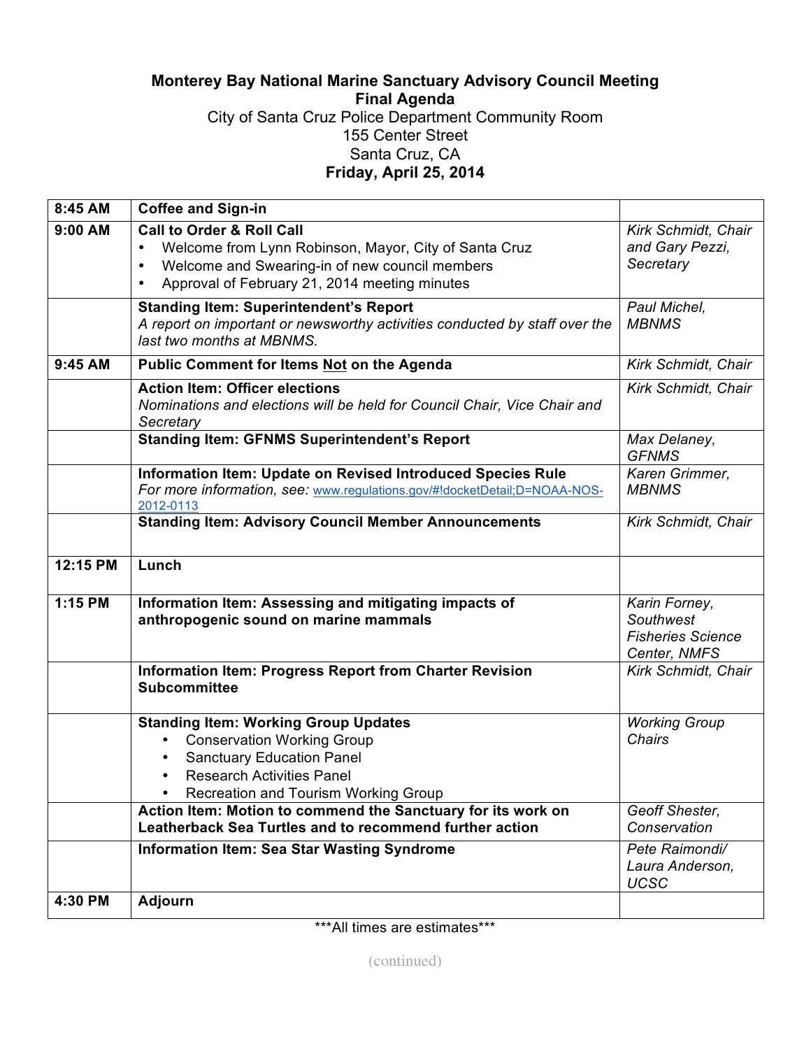**Monterey Bay National Marine Sanctuary Advisory Council Meeting**
**Final Agenda**
City of Santa Cruz Police Department Community Room
155 Center Street
Santa Cruz, CA
**Friday, April 25, 2014**

| | | |
|---|---|---|
| **8:45 AM** | **Coffee and Sign-in** | |
| **9:00 AM** | **Call to Order & Roll Call**<br>• Welcome from Lynn Robinson, Mayor, City of Santa Cruz<br>• Welcome and Swearing-in of new council members<br>• Approval of February 21, 2014 meeting minutes | *Kirk Schmidt, Chair and Gary Pezzi, Secretary* |
| | **Standing Item: Superintendent's Report**<br>*A report on important or newsworthy activities conducted by staff over the last two months at MBNMS.* | *Paul Michel, MBNMS* |
| **9:45 AM** | **Public Comment for Items Not on the Agenda** | *Kirk Schmidt, Chair* |
| | **Action Item: Officer elections**<br>*Nominations and elections will be held for Council Chair, Vice Chair and Secretary* | *Kirk Schmidt, Chair* |
| | **Standing Item: GFNMS Superintendent's Report** | *Max Delaney, GFNMS* |
| | **Information Item: Update on Revised Introduced Species Rule**<br>*For more information, see:* [www.regulations.gov/#!docketDetail;D=NOAA-NOS-2012-0113](www.regulations.gov/#!docketDetail;D=NOAA-NOS-2012-0113) | *Karen Grimmer, MBNMS* |
| | **Standing Item: Advisory Council Member Announcements** | *Kirk Schmidt, Chair* |
| **12:15 PM** | **Lunch** | |
| **1:15 PM** | **Information Item: Assessing and mitigating impacts of anthropogenic sound on marine mammals** | *Karin Forney, Southwest Fisheries Science Center, NMFS* |
| | **Information Item: Progress Report from Charter Revision Subcommittee** | *Kirk Schmidt, Chair* |
| | **Standing Item: Working Group Updates**<br>• Conservation Working Group<br>• Sanctuary Education Panel<br>• Research Activities Panel<br>• Recreation and Tourism Working Group | *Working Group Chairs* |
| | **Action Item: Motion to commend the Sanctuary for its work on Leatherback Sea Turtles and to recommend further action** | *Geoff Shester, Conservation* |
| | **Information Item: Sea Star Wasting Syndrome** | *Pete Raimondi/ Laura Anderson, UCSC* |
| **4:30 PM** | **Adjourn** | |

\*\*\*All times are estimates\*\*\*

(continued)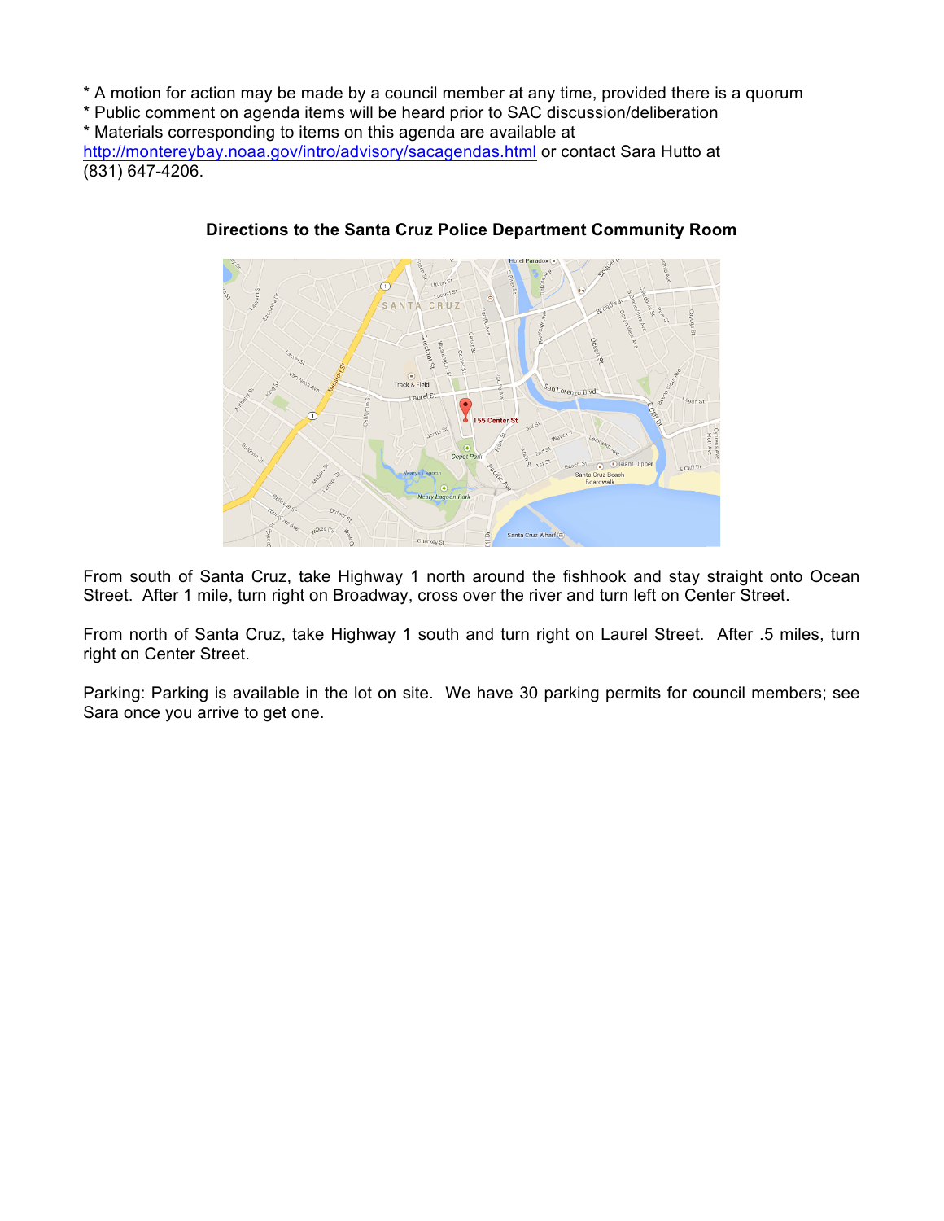* A motion for action may be made by a council member at any time, provided there is a quorum
* Public comment on agenda items will be heard prior to SAC discussion/deliberation
* Materials corresponding to items on this agenda are available at http://montereybay.noaa.gov/intro/advisory/sacagendas.html or contact Sara Hutto at (831) 647-4206.

**Directions to the Santa Cruz Police Department Community Room**

From south of Santa Cruz, take Highway 1 north around the fishhook and stay straight onto Ocean Street. After 1 mile, turn right on Broadway, cross over the river and turn left on Center Street.

From north of Santa Cruz, take Highway 1 south and turn right on Laurel Street. After .5 miles, turn right on Center Street.

Parking: Parking is available in the lot on site. We have 30 parking permits for council members; see Sara once you arrive to get one.